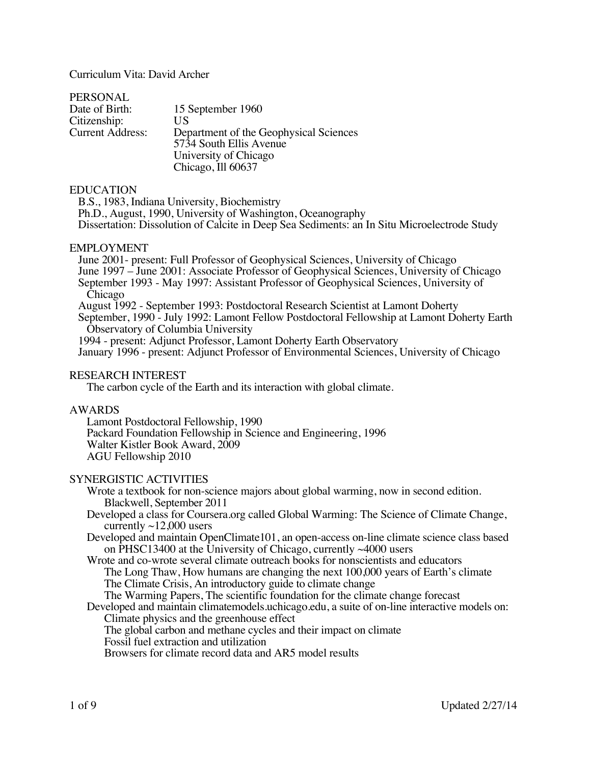# Curriculum Vita: David Archer

## PERSONAL

Date of Birth: 15 September 1960
Citizenship: US
Current Address: Department of the Geophysical Sciences
5734 South Ellis Avenue
University of Chicago
Chicago, Ill 60637

## EDUCATION

B.S., 1983, Indiana University, Biochemistry
Ph.D., August, 1990, University of Washington, Oceanography
Dissertation: Dissolution of Calcite in Deep Sea Sediments: an In Situ Microelectrode Study

## EMPLOYMENT

June 2001- present: Full Professor of Geophysical Sciences, University of Chicago
June 1997 – June 2001: Associate Professor of Geophysical Sciences, University of Chicago
September 1993 - May 1997: Assistant Professor of Geophysical Sciences, University of Chicago
August 1992 - September 1993: Postdoctoral Research Scientist at Lamont Doherty
September, 1990 - July 1992: Lamont Fellow Postdoctoral Fellowship at Lamont Doherty Earth Observatory of Columbia University
1994 - present: Adjunct Professor, Lamont Doherty Earth Observatory
January 1996 - present: Adjunct Professor of Environmental Sciences, University of Chicago

## RESEARCH INTEREST

The carbon cycle of the Earth and its interaction with global climate.

## AWARDS

Lamont Postdoctoral Fellowship, 1990
Packard Foundation Fellowship in Science and Engineering, 1996
Walter Kistler Book Award, 2009
AGU Fellowship 2010

## SYNERGISTIC ACTIVITIES

- Wrote a textbook for non-science majors about global warming, now in second edition. Blackwell, September 2011
- Developed a class for Coursera.org called Global Warming: The Science of Climate Change, currently ~12,000 users
- Developed and maintain OpenClimate101, an open-access on-line climate science class based on PHSC13400 at the University of Chicago, currently ~4000 users
- Wrote and co-wrote several climate outreach books for nonscientists and educators
  - The Long Thaw, How humans are changing the next 100,000 years of Earth's climate
  - The Climate Crisis, An introductory guide to climate change
  - The Warming Papers, The scientific foundation for the climate change forecast
- Developed and maintain climatemodels.uchicago.edu, a suite of on-line interactive models on:
  - Climate physics and the greenhouse effect
  - The global carbon and methane cycles and their impact on climate
  - Fossil fuel extraction and utilization
  - Browsers for climate record data and AR5 model results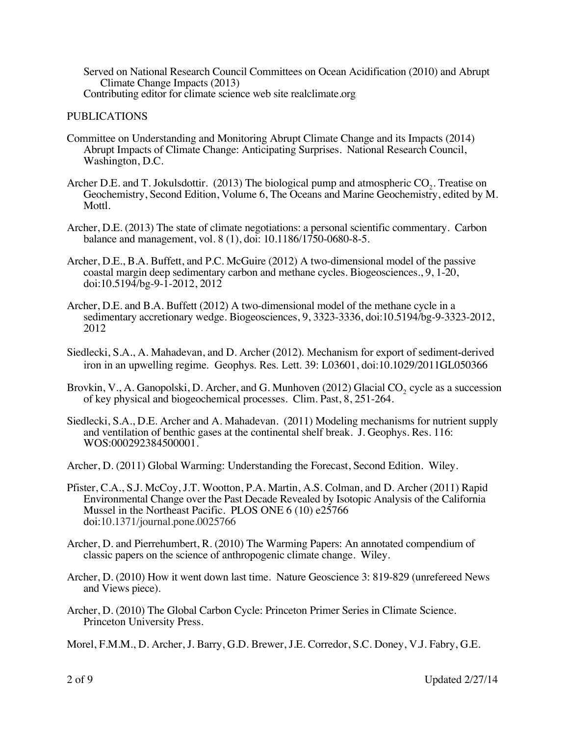Served on National Research Council Committees on Ocean Acidification (2010) and Abrupt Climate Change Impacts (2013)
Contributing editor for climate science web site realclimate.org

PUBLICATIONS

Committee on Understanding and Monitoring Abrupt Climate Change and its Impacts (2014) Abrupt Impacts of Climate Change: Anticipating Surprises. National Research Council, Washington, D.C.

Archer D.E. and T. Jokulsdottir. (2013) The biological pump and atmospheric $CO_2$. Treatise on Geochemistry, Second Edition, Volume 6, The Oceans and Marine Geochemistry, edited by M. Mottl.

Archer, D.E. (2013) The state of climate negotiations: a personal scientific commentary. Carbon balance and management, vol. 8 (1), doi: 10.1186/1750-0680-8-5.

Archer, D.E., B.A. Buffett, and P.C. McGuire (2012) A two-dimensional model of the passive coastal margin deep sedimentary carbon and methane cycles. Biogeosciences., 9, 1-20, doi:10.5194/bg-9-1-2012, 2012

Archer, D.E. and B.A. Buffett (2012) A two-dimensional model of the methane cycle in a sedimentary accretionary wedge. Biogeosciences, 9, 3323-3336, doi:10.5194/bg-9-3323-2012, 2012

Siedlecki, S.A., A. Mahadevan, and D. Archer (2012). Mechanism for export of sediment-derived iron in an upwelling regime. Geophys. Res. Lett. 39: L03601, doi:10.1029/2011GL050366

Brovkin, V., A. Ganopolski, D. Archer, and G. Munhoven (2012) Glacial $CO_2$ cycle as a succession of key physical and biogeochemical processes. Clim. Past, 8, 251-264.

Siedlecki, S.A., D.E. Archer and A. Mahadevan. (2011) Modeling mechanisms for nutrient supply and ventilation of benthic gases at the continental shelf break. J. Geophys. Res. 116: WOS:000292384500001.

Archer, D. (2011) Global Warming: Understanding the Forecast, Second Edition. Wiley.

Pfister, C.A., S.J. McCoy, J.T. Wootton, P.A. Martin, A.S. Colman, and D. Archer (2011) Rapid Environmental Change over the Past Decade Revealed by Isotopic Analysis of the California Mussel in the Northeast Pacific. PLOS ONE 6 (10) e25766 doi:10.1371/journal.pone.0025766

Archer, D. and Pierrehumbert, R. (2010) The Warming Papers: An annotated compendium of classic papers on the science of anthropogenic climate change. Wiley.

Archer, D. (2010) How it went down last time. Nature Geoscience 3: 819-829 (unrefereed News and Views piece).

Archer, D. (2010) The Global Carbon Cycle: Princeton Primer Series in Climate Science. Princeton University Press.

Morel, F.M.M., D. Archer, J. Barry, G.D. Brewer, J.E. Corredor, S.C. Doney, V.J. Fabry, G.E.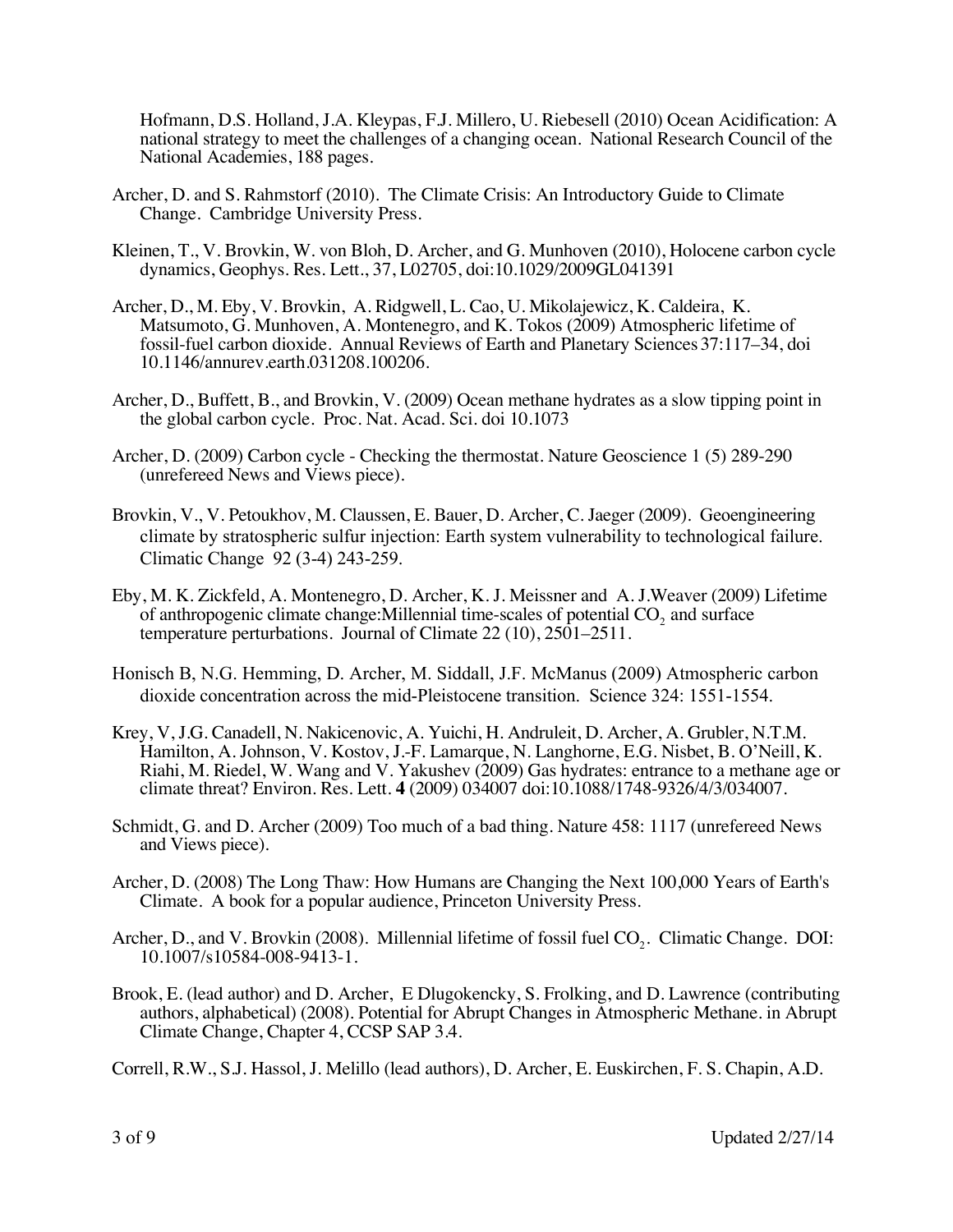Hofmann, D.S. Holland, J.A. Kleypas, F.J. Millero, U. Riebesell (2010) Ocean Acidification: A national strategy to meet the challenges of a changing ocean. National Research Council of the National Academies, 188 pages.

Archer, D. and S. Rahmstorf (2010). The Climate Crisis: An Introductory Guide to Climate Change. Cambridge University Press.

Kleinen, T., V. Brovkin, W. von Bloh, D. Archer, and G. Munhoven (2010), Holocene carbon cycle dynamics, Geophys. Res. Lett., 37, L02705, doi:10.1029/2009GL041391

Archer, D., M. Eby, V. Brovkin, A. Ridgwell, L. Cao, U. Mikolajewicz, K. Caldeira, K. Matsumoto, G. Munhoven, A. Montenegro, and K. Tokos (2009) Atmospheric lifetime of fossil-fuel carbon dioxide. Annual Reviews of Earth and Planetary Sciences 37:117–34, doi 10.1146/annurev.earth.031208.100206.

Archer, D., Buffett, B., and Brovkin, V. (2009) Ocean methane hydrates as a slow tipping point in the global carbon cycle. Proc. Nat. Acad. Sci. doi 10.1073

Archer, D. (2009) Carbon cycle - Checking the thermostat. Nature Geoscience 1 (5) 289-290 (unrefereed News and Views piece).

Brovkin, V., V. Petoukhov, M. Claussen, E. Bauer, D. Archer, C. Jaeger (2009). Geoengineering climate by stratospheric sulfur injection: Earth system vulnerability to technological failure. Climatic Change 92 (3-4) 243-259.

Eby, M. K. Zickfeld, A. Montenegro, D. Archer, K. J. Meissner and A. J.Weaver (2009) Lifetime of anthropogenic climate change:Millennial time-scales of potential $CO_2$ and surface temperature perturbations. Journal of Climate 22 (10), 2501–2511.

Honisch B, N.G. Hemming, D. Archer, M. Siddall, J.F. McManus (2009) Atmospheric carbon dioxide concentration across the mid-Pleistocene transition. Science 324: 1551-1554.

Krey, V, J.G. Canadell, N. Nakicenovic, A. Yuichi, H. Andruleit, D. Archer, A. Grubler, N.T.M. Hamilton, A. Johnson, V. Kostov, J.-F. Lamarque, N. Langhorne, E.G. Nisbet, B. O'Neill, K. Riahi, M. Riedel, W. Wang and V. Yakushev (2009) Gas hydrates: entrance to a methane age or climate threat? Environ. Res. Lett. **4** (2009) 034007 doi:10.1088/1748-9326/4/3/034007.

Schmidt, G. and D. Archer (2009) Too much of a bad thing. Nature 458: 1117 (unrefereed News and Views piece).

Archer, D. (2008) The Long Thaw: How Humans are Changing the Next 100,000 Years of Earth's Climate. A book for a popular audience, Princeton University Press.

Archer, D., and V. Brovkin (2008). Millennial lifetime of fossil fuel $CO_2$. Climatic Change. DOI: 10.1007/s10584-008-9413-1.

Brook, E. (lead author) and D. Archer, E Dlugokencky, S. Frolking, and D. Lawrence (contributing authors, alphabetical) (2008). Potential for Abrupt Changes in Atmospheric Methane. in Abrupt Climate Change, Chapter 4, CCSP SAP 3.4.

Correll, R.W., S.J. Hassol, J. Melillo (lead authors), D. Archer, E. Euskirchen, F. S. Chapin, A.D.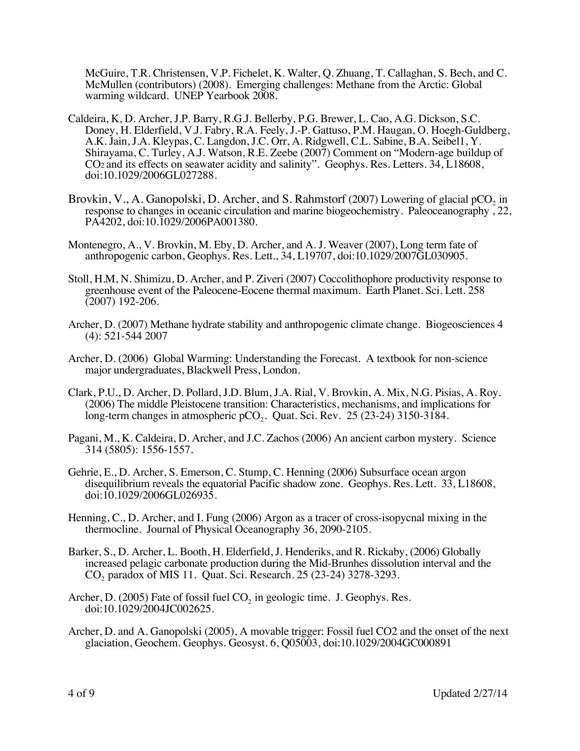McGuire, T.R. Christensen, V.P. Fichelet, K. Walter, Q. Zhuang, T. Callaghan, S. Bech, and C. McMullen (contributors) (2008). Emerging challenges: Methane from the Arctic: Global warming wildcard. UNEP Yearbook 2008.

Caldeira, K, D. Archer, J.P. Barry, R.G.J. Bellerby, P.G. Brewer, L. Cao, A.G. Dickson, S.C. Doney, H. Elderfield, V.J. Fabry, R.A. Feely, J.-P. Gattuso, P.M. Haugan, O. Hoegh-Guldberg, A.K. Jain, J.A. Kleypas, C. Langdon, J.C. Orr, A. Ridgwell, C.L. Sabine, B.A. Seibel1, Y. Shirayama, C. Turley, A.J. Watson, R.E. Zeebe (2007) Comment on "Modern-age buildup of $CO_2$ and its effects on seawater acidity and salinity". Geophys. Res. Letters. 34, L18608, doi:10.1029/2006GL027288.

Brovkin, V., A. Ganopolski, D. Archer, and S. Rahmstorf (2007) Lowering of glacial $pCO_2$ in response to changes in oceanic circulation and marine biogeochemistry. Paleoceanography , 22, PA4202, doi:10.1029/2006PA001380.

Montenegro, A., V. Brovkin, M. Eby, D. Archer, and A. J. Weaver (2007), Long term fate of anthropogenic carbon, Geophys. Res. Lett., 34, L19707, doi:10.1029/2007GL030905.

Stoll, H.M, N. Shimizu, D. Archer, and P. Ziveri (2007) Coccolithophore productivity response to greenhouse event of the Paleocene-Eocene thermal maximum. Earth Planet. Sci. Lett. 258 (2007) 192-206.

Archer, D. (2007) Methane hydrate stability and anthropogenic climate change. Biogeosciences 4 (4): 521-544 2007

Archer, D. (2006) Global Warming: Understanding the Forecast. A textbook for non-science major undergraduates, Blackwell Press, London.

Clark, P.U., D. Archer, D. Pollard, J.D. Blum, J.A. Rial, V. Brovkin, A. Mix, N.G. Pisias, A. Roy. (2006) The middle Pleistocene transition: Characteristics, mechanisms, and implications for long-term changes in atmospheric $pCO_2$. Quat. Sci. Rev. 25 (23-24) 3150-3184.

Pagani, M., K. Caldeira, D. Archer, and J.C. Zachos (2006) An ancient carbon mystery. Science 314 (5805): 1556-1557.

Gehrie, E., D. Archer, S. Emerson, C. Stump, C. Henning (2006) Subsurface ocean argon disequilibrium reveals the equatorial Pacific shadow zone. Geophys. Res. Lett. 33, L18608, doi:10.1029/2006GL026935.

Henning, C., D. Archer, and I. Fung (2006) Argon as a tracer of cross-isopycnal mixing in the thermocline. Journal of Physical Oceanography 36, 2090-2105.

Barker, S., D. Archer, L. Booth, H. Elderfield, J. Henderiks, and R. Rickaby, (2006) Globally increased pelagic carbonate production during the Mid-Brunhes dissolution interval and the $CO_2$ paradox of MIS 11. Quat. Sci. Research. 25 (23-24) 3278-3293.

Archer, D. (2005) Fate of fossil fuel $CO_2$ in geologic time. J. Geophys. Res. doi:10.1029/2004JC002625.

Archer, D. and A. Ganopolski (2005), A movable trigger: Fossil fuel CO2 and the onset of the next glaciation, Geochem. Geophys. Geosyst. 6, Q05003, doi:10.1029/2004GC000891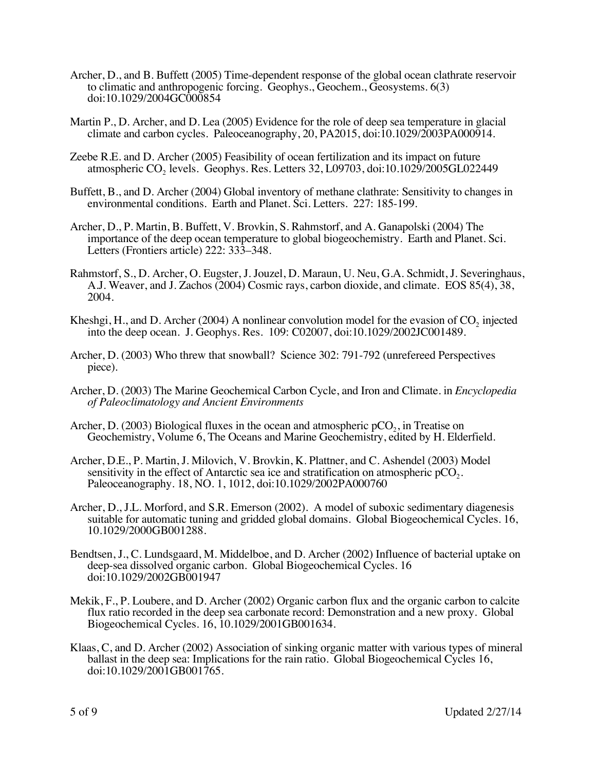Archer, D., and B. Buffett (2005) Time-dependent response of the global ocean clathrate reservoir to climatic and anthropogenic forcing. Geophys., Geochem., Geosystems. 6(3) doi:10.1029/2004GC000854

Martin P., D. Archer, and D. Lea (2005) Evidence for the role of deep sea temperature in glacial climate and carbon cycles. Paleoceanography, 20, PA2015, doi:10.1029/2003PA000914.

Zeebe R.E. and D. Archer (2005) Feasibility of ocean fertilization and its impact on future atmospheric $CO_2$ levels. Geophys. Res. Letters 32, L09703, doi:10.1029/2005GL022449

Buffett, B., and D. Archer (2004) Global inventory of methane clathrate: Sensitivity to changes in environmental conditions. Earth and Planet. Sci. Letters. 227: 185-199.

Archer, D., P. Martin, B. Buffett, V. Brovkin, S. Rahmstorf, and A. Ganapolski (2004) The importance of the deep ocean temperature to global biogeochemistry. Earth and Planet. Sci. Letters (Frontiers article) 222: 333–348.

Rahmstorf, S., D. Archer, O. Eugster, J. Jouzel, D. Maraun, U. Neu, G.A. Schmidt, J. Severinghaus, A.J. Weaver, and J. Zachos (2004) Cosmic rays, carbon dioxide, and climate. EOS 85(4), 38, 2004.

Kheshgi, H., and D. Archer (2004) A nonlinear convolution model for the evasion of $CO_2$ injected into the deep ocean. J. Geophys. Res. 109: C02007, doi:10.1029/2002JC001489.

Archer, D. (2003) Who threw that snowball? Science 302: 791-792 (unrefereed Perspectives piece).

Archer, D. (2003) The Marine Geochemical Carbon Cycle, and Iron and Climate. in *Encyclopedia of Paleoclimatology and Ancient Environments*

Archer, D. (2003) Biological fluxes in the ocean and atmospheric $pCO_2$, in Treatise on Geochemistry, Volume 6, The Oceans and Marine Geochemistry, edited by H. Elderfield.

Archer, D.E., P. Martin, J. Milovich, V. Brovkin, K. Plattner, and C. Ashendel (2003) Model sensitivity in the effect of Antarctic sea ice and stratification on atmospheric $pCO_2$. Paleoceanography. 18, NO. 1, 1012, doi:10.1029/2002PA000760

Archer, D., J.L. Morford, and S.R. Emerson (2002). A model of suboxic sedimentary diagenesis suitable for automatic tuning and gridded global domains. Global Biogeochemical Cycles. 16, 10.1029/2000GB001288.

Bendtsen, J., C. Lundsgaard, M. Middelboe, and D. Archer (2002) Influence of bacterial uptake on deep-sea dissolved organic carbon. Global Biogeochemical Cycles. 16 doi:10.1029/2002GB001947

Mekik, F., P. Loubere, and D. Archer (2002) Organic carbon flux and the organic carbon to calcite flux ratio recorded in the deep sea carbonate record: Demonstration and a new proxy. Global Biogeochemical Cycles. 16, 10.1029/2001GB001634.

Klaas, C, and D. Archer (2002) Association of sinking organic matter with various types of mineral ballast in the deep sea: Implications for the rain ratio. Global Biogeochemical Cycles 16, doi:10.1029/2001GB001765.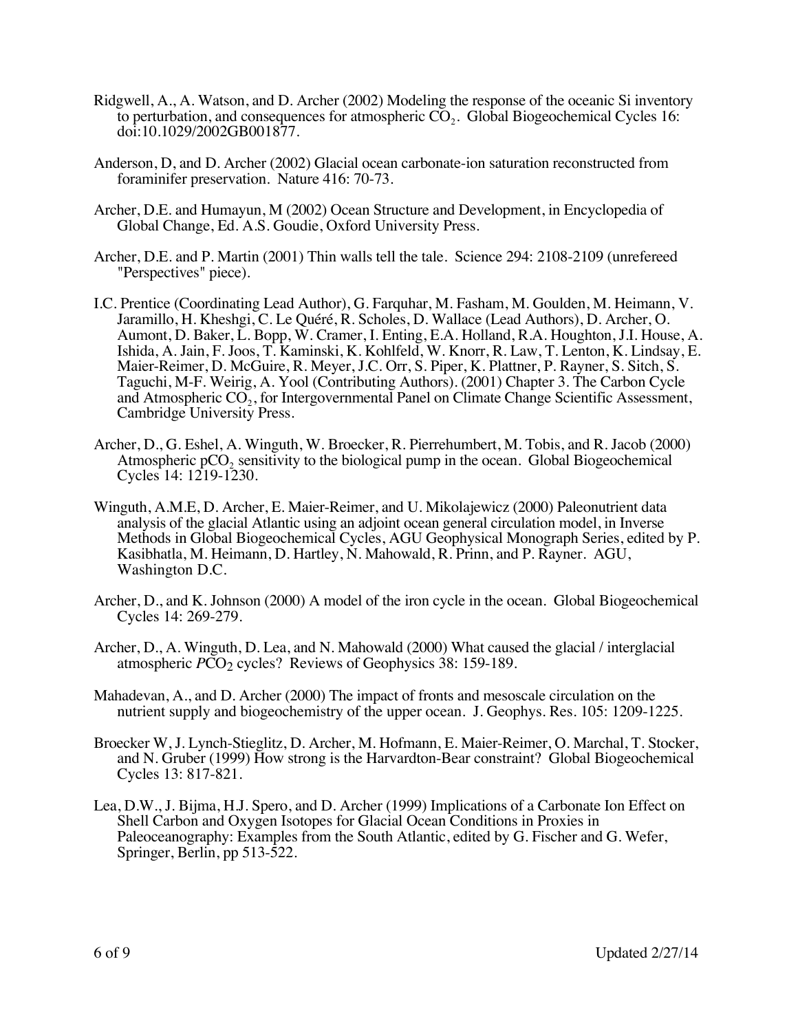Ridgwell, A., A. Watson, and D. Archer (2002) Modeling the response of the oceanic Si inventory to perturbation, and consequences for atmospheric $CO_2$. Global Biogeochemical Cycles 16: doi:10.1029/2002GB001877.

Anderson, D, and D. Archer (2002) Glacial ocean carbonate-ion saturation reconstructed from foraminifer preservation. Nature 416: 70-73.

Archer, D.E. and Humayun, M (2002) Ocean Structure and Development, in Encyclopedia of Global Change, Ed. A.S. Goudie, Oxford University Press.

Archer, D.E. and P. Martin (2001) Thin walls tell the tale. Science 294: 2108-2109 (unrefereed "Perspectives" piece).

I.C. Prentice (Coordinating Lead Author), G. Farquhar, M. Fasham, M. Goulden, M. Heimann, V. Jaramillo, H. Kheshgi, C. Le Quéré, R. Scholes, D. Wallace (Lead Authors), D. Archer, O. Aumont, D. Baker, L. Bopp, W. Cramer, I. Enting, E.A. Holland, R.A. Houghton, J.I. House, A. Ishida, A. Jain, F. Joos, T. Kaminski, K. Kohlfeld, W. Knorr, R. Law, T. Lenton, K. Lindsay, E. Maier-Reimer, D. McGuire, R. Meyer, J.C. Orr, S. Piper, K. Plattner, P. Rayner, S. Sitch, S. Taguchi, M-F. Weirig, A. Yool (Contributing Authors). (2001) Chapter 3. The Carbon Cycle and Atmospheric $CO_2$, for Intergovernmental Panel on Climate Change Scientific Assessment, Cambridge University Press.

Archer, D., G. Eshel, A. Winguth, W. Broecker, R. Pierrehumbert, M. Tobis, and R. Jacob (2000) Atmospheric $pCO_2$ sensitivity to the biological pump in the ocean. Global Biogeochemical Cycles 14: 1219-1230.

Winguth, A.M.E, D. Archer, E. Maier-Reimer, and U. Mikolajewicz (2000) Paleonutrient data analysis of the glacial Atlantic using an adjoint ocean general circulation model, in Inverse Methods in Global Biogeochemical Cycles, AGU Geophysical Monograph Series, edited by P. Kasibhatla, M. Heimann, D. Hartley, N. Mahowald, R. Prinn, and P. Rayner. AGU, Washington D.C.

Archer, D., and K. Johnson (2000) A model of the iron cycle in the ocean. Global Biogeochemical Cycles 14: 269-279.

Archer, D., A. Winguth, D. Lea, and N. Mahowald (2000) What caused the glacial / interglacial atmospheric $PCO_2$ cycles? Reviews of Geophysics 38: 159-189.

Mahadevan, A., and D. Archer (2000) The impact of fronts and mesoscale circulation on the nutrient supply and biogeochemistry of the upper ocean. J. Geophys. Res. 105: 1209-1225.

Broecker W, J. Lynch-Stieglitz, D. Archer, M. Hofmann, E. Maier-Reimer, O. Marchal, T. Stocker, and N. Gruber (1999) How strong is the Harvardton-Bear constraint? Global Biogeochemical Cycles 13: 817-821.

Lea, D.W., J. Bijma, H.J. Spero, and D. Archer (1999) Implications of a Carbonate Ion Effect on Shell Carbon and Oxygen Isotopes for Glacial Ocean Conditions in Proxies in Paleoceanography: Examples from the South Atlantic, edited by G. Fischer and G. Wefer, Springer, Berlin, pp 513-522.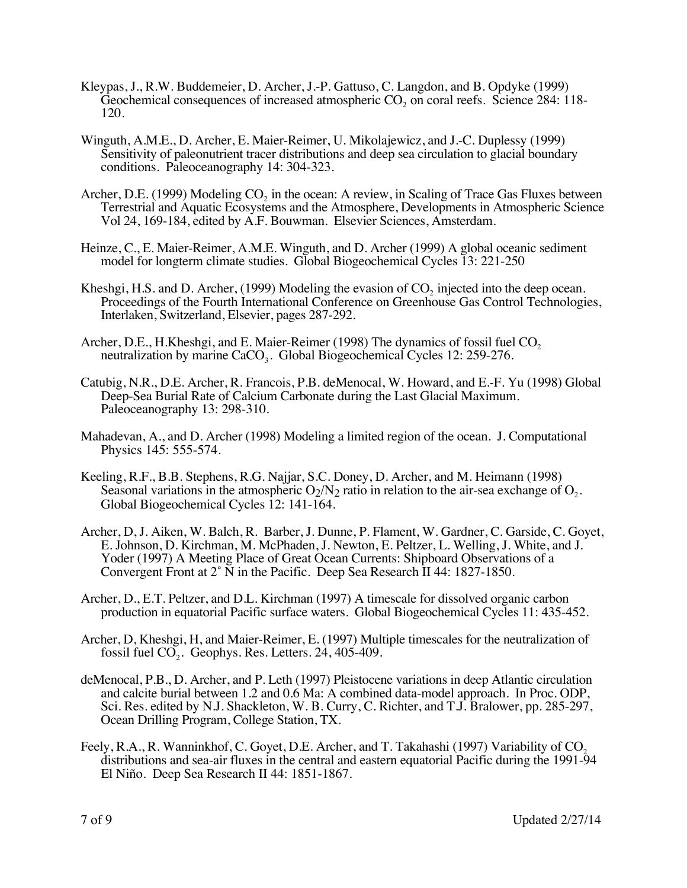Kleypas, J., R.W. Buddemeier, D. Archer, J.-P. Gattuso, C. Langdon, and B. Opdyke (1999) Geochemical consequences of increased atmospheric $CO_2$ on coral reefs. Science 284: 118-120.

Winguth, A.M.E., D. Archer, E. Maier-Reimer, U. Mikolajewicz, and J.-C. Duplessy (1999) Sensitivity of paleonutrient tracer distributions and deep sea circulation to glacial boundary conditions. Paleoceanography 14: 304-323.

Archer, D.E. (1999) Modeling $CO_2$ in the ocean: A review, in Scaling of Trace Gas Fluxes between Terrestrial and Aquatic Ecosystems and the Atmosphere, Developments in Atmospheric Science Vol 24, 169-184, edited by A.F. Bouwman. Elsevier Sciences, Amsterdam.

Heinze, C., E. Maier-Reimer, A.M.E. Winguth, and D. Archer (1999) A global oceanic sediment model for longterm climate studies. Global Biogeochemical Cycles 13: 221-250

Kheshgi, H.S. and D. Archer, (1999) Modeling the evasion of $CO_2$ injected into the deep ocean. Proceedings of the Fourth International Conference on Greenhouse Gas Control Technologies, Interlaken, Switzerland, Elsevier, pages 287-292.

Archer, D.E., H.Kheshgi, and E. Maier-Reimer (1998) The dynamics of fossil fuel $CO_2$ neutralization by marine $CaCO_3$. Global Biogeochemical Cycles 12: 259-276.

Catubig, N.R., D.E. Archer, R. Francois, P.B. deMenocal, W. Howard, and E.-F. Yu (1998) Global Deep-Sea Burial Rate of Calcium Carbonate during the Last Glacial Maximum. Paleoceanography 13: 298-310.

Mahadevan, A., and D. Archer (1998) Modeling a limited region of the ocean. J. Computational Physics 145: 555-574.

Keeling, R.F., B.B. Stephens, R.G. Najjar, S.C. Doney, D. Archer, and M. Heimann (1998) Seasonal variations in the atmospheric $O_2/N_2$ ratio in relation to the air-sea exchange of $O_2$. Global Biogeochemical Cycles 12: 141-164.

Archer, D, J. Aiken, W. Balch, R. Barber, J. Dunne, P. Flament, W. Gardner, C. Garside, C. Goyet, E. Johnson, D. Kirchman, M. McPhaden, J. Newton, E. Peltzer, L. Welling, J. White, and J. Yoder (1997) A Meeting Place of Great Ocean Currents: Shipboard Observations of a Convergent Front at 2˚ N in the Pacific. Deep Sea Research II 44: 1827-1850.

Archer, D., E.T. Peltzer, and D.L. Kirchman (1997) A timescale for dissolved organic carbon production in equatorial Pacific surface waters. Global Biogeochemical Cycles 11: 435-452.

Archer, D, Kheshgi, H, and Maier-Reimer, E. (1997) Multiple timescales for the neutralization of fossil fuel $CO_2$. Geophys. Res. Letters. 24, 405-409.

deMenocal, P.B., D. Archer, and P. Leth (1997) Pleistocene variations in deep Atlantic circulation and calcite burial between 1.2 and 0.6 Ma: A combined data-model approach. In Proc. ODP, Sci. Res. edited by N.J. Shackleton, W. B. Curry, C. Richter, and T.J. Bralower, pp. 285-297, Ocean Drilling Program, College Station, TX.

Feely, R.A., R. Wanninkhof, C. Goyet, D.E. Archer, and T. Takahashi (1997) Variability of $CO_2$ distributions and sea-air fluxes in the central and eastern equatorial Pacific during the 1991-94 El Niño. Deep Sea Research II 44: 1851-1867.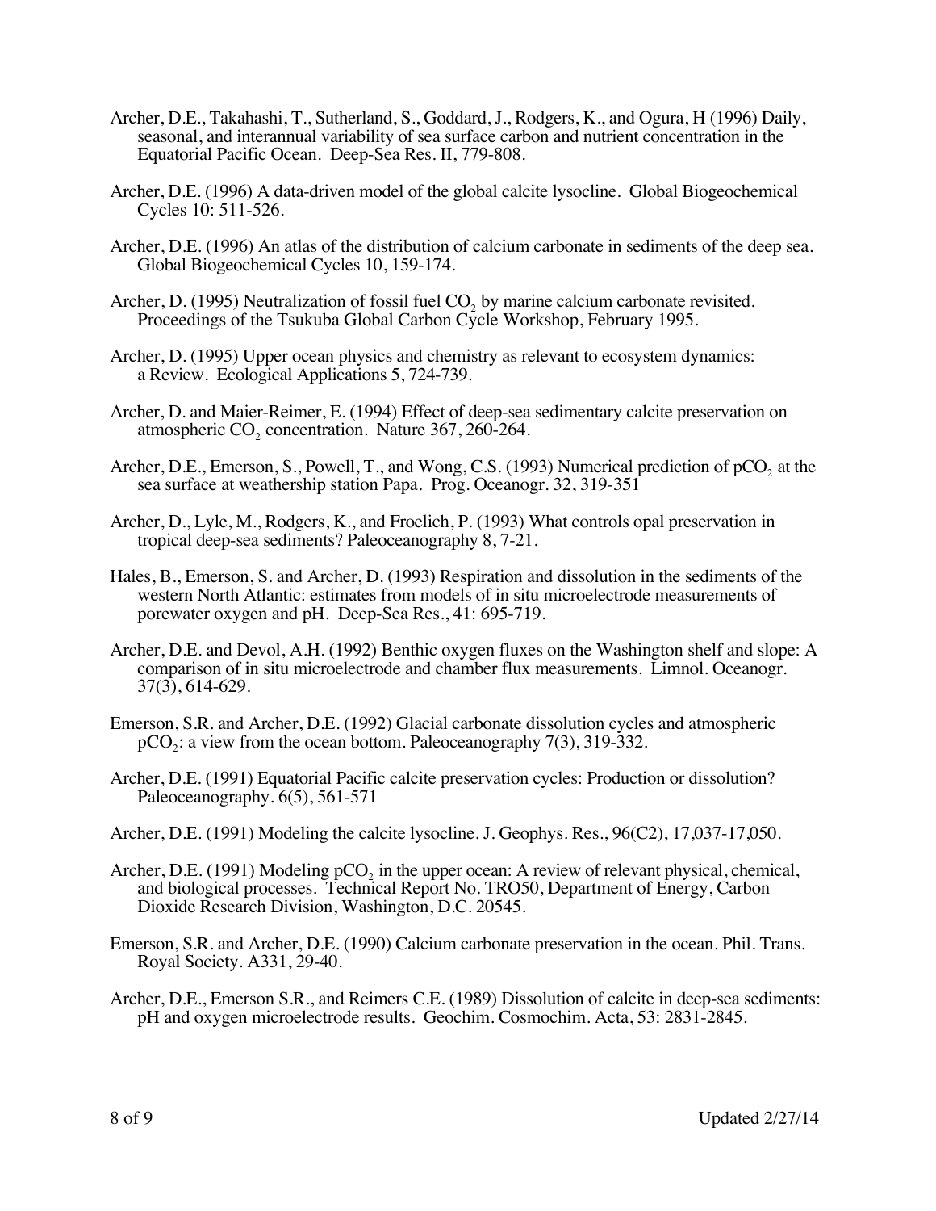Archer, D.E., Takahashi, T., Sutherland, S., Goddard, J., Rodgers, K., and Ogura, H (1996) Daily, seasonal, and interannual variability of sea surface carbon and nutrient concentration in the Equatorial Pacific Ocean. Deep-Sea Res. II, 779-808.

Archer, D.E. (1996) A data-driven model of the global calcite lysocline. Global Biogeochemical Cycles 10: 511-526.

Archer, D.E. (1996) An atlas of the distribution of calcium carbonate in sediments of the deep sea. Global Biogeochemical Cycles 10, 159-174.

Archer, D. (1995) Neutralization of fossil fuel $CO_2$ by marine calcium carbonate revisited. Proceedings of the Tsukuba Global Carbon Cycle Workshop, February 1995.

Archer, D. (1995) Upper ocean physics and chemistry as relevant to ecosystem dynamics: a Review. Ecological Applications 5, 724-739.

Archer, D. and Maier-Reimer, E. (1994) Effect of deep-sea sedimentary calcite preservation on atmospheric $CO_2$ concentration. Nature 367, 260-264.

Archer, D.E., Emerson, S., Powell, T., and Wong, C.S. (1993) Numerical prediction of $pCO_2$ at the sea surface at weathership station Papa. Prog. Oceanogr. 32, 319-351

Archer, D., Lyle, M., Rodgers, K., and Froelich, P. (1993) What controls opal preservation in tropical deep-sea sediments? Paleoceanography 8, 7-21.

Hales, B., Emerson, S. and Archer, D. (1993) Respiration and dissolution in the sediments of the western North Atlantic: estimates from models of in situ microelectrode measurements of porewater oxygen and pH. Deep-Sea Res., 41: 695-719.

Archer, D.E. and Devol, A.H. (1992) Benthic oxygen fluxes on the Washington shelf and slope: A comparison of in situ microelectrode and chamber flux measurements. Limnol. Oceanogr. 37(3), 614-629.

Emerson, S.R. and Archer, D.E. (1992) Glacial carbonate dissolution cycles and atmospheric $pCO_2$: a view from the ocean bottom. Paleoceanography 7(3), 319-332.

Archer, D.E. (1991) Equatorial Pacific calcite preservation cycles: Production or dissolution? Paleoceanography. 6(5), 561-571

Archer, D.E. (1991) Modeling the calcite lysocline. J. Geophys. Res., 96(C2), 17,037-17,050.

Archer, D.E. (1991) Modeling $pCO_2$ in the upper ocean: A review of relevant physical, chemical, and biological processes. Technical Report No. TRO50, Department of Energy, Carbon Dioxide Research Division, Washington, D.C. 20545.

Emerson, S.R. and Archer, D.E. (1990) Calcium carbonate preservation in the ocean. Phil. Trans. Royal Society. A331, 29-40.

Archer, D.E., Emerson S.R., and Reimers C.E. (1989) Dissolution of calcite in deep-sea sediments: pH and oxygen microelectrode results. Geochim. Cosmochim. Acta, 53: 2831-2845.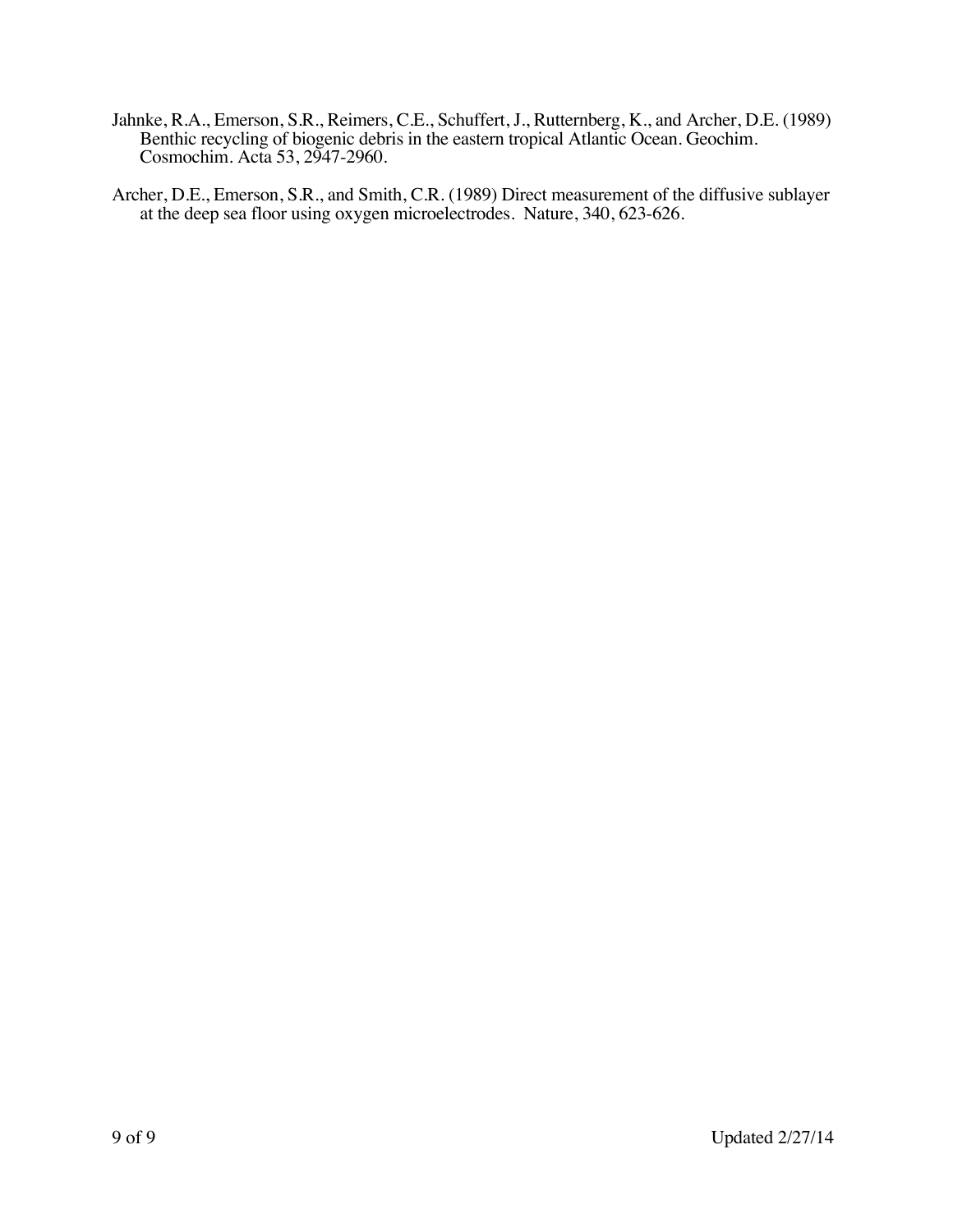Jahnke, R.A., Emerson, S.R., Reimers, C.E., Schuffert, J., Rutternberg, K., and Archer, D.E. (1989) Benthic recycling of biogenic debris in the eastern tropical Atlantic Ocean. Geochim. Cosmochim. Acta 53, 2947-2960.

Archer, D.E., Emerson, S.R., and Smith, C.R. (1989) Direct measurement of the diffusive sublayer at the deep sea floor using oxygen microelectrodes. Nature, 340, 623-626.